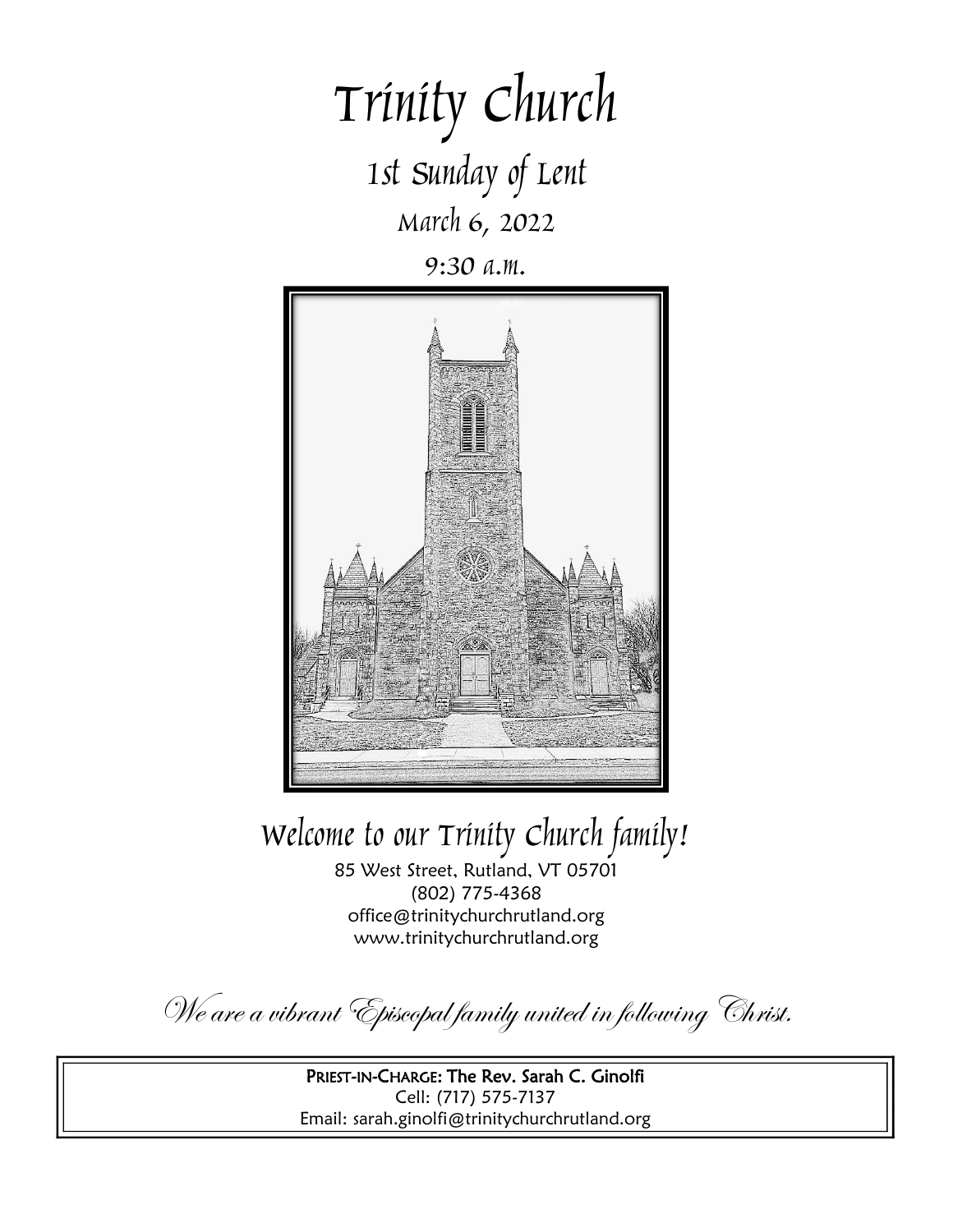# Trinity Church

## 1st Sunday of Lent

March 6, 2022

9:30 a.m.

## Welcome to our Trinity Church family!

85 West Street, Rutland, VT 05701
(802) 775-4368
office@trinitychurchrutland.org
www.trinitychurchrutland.org

*We are a vibrant Episcopal family united in following Christ.*

**PRIEST-IN-CHARGE: The Rev. Sarah C. Ginolfi**
Cell: (717) 575-7137
Email: sarah.ginolfi@trinitychurchrutland.org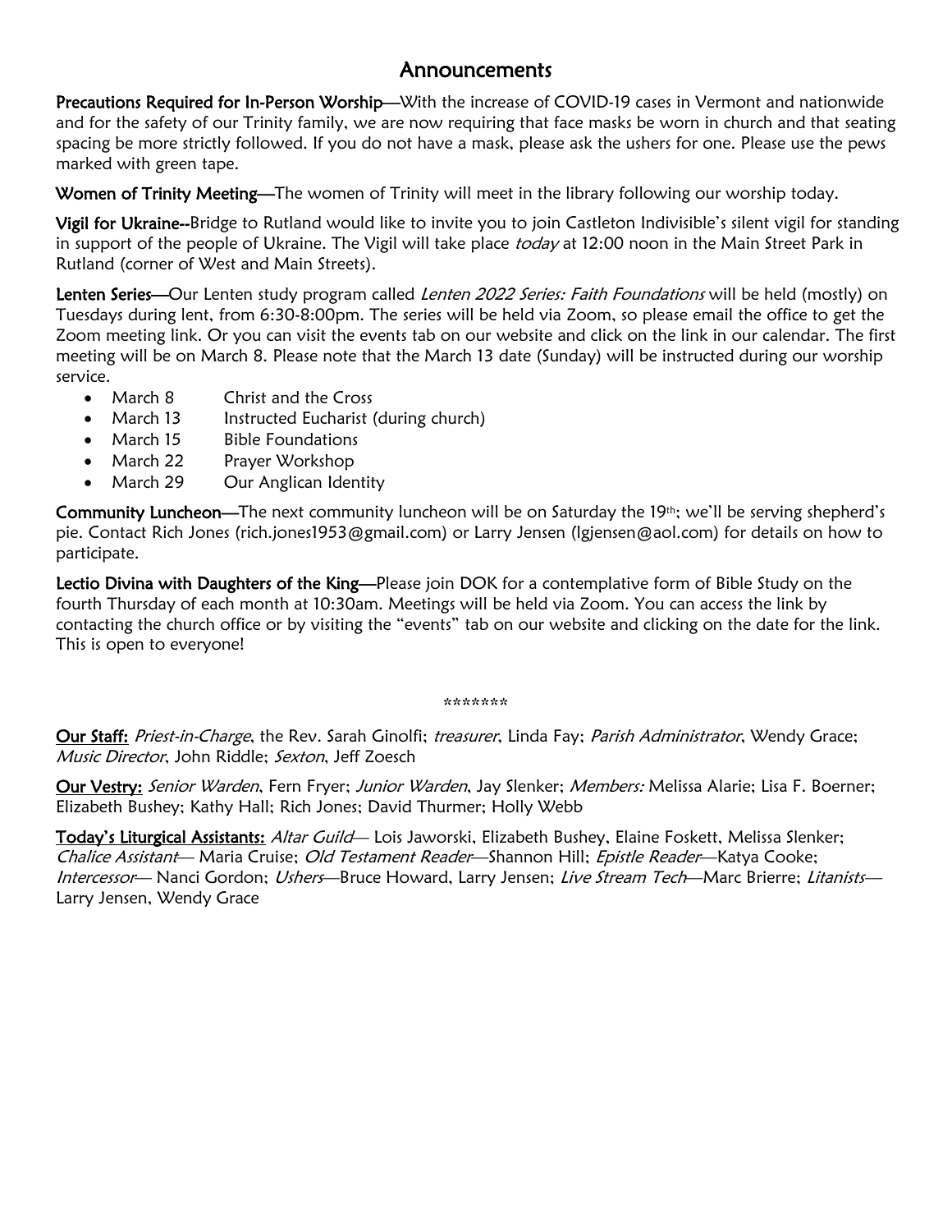# Announcements

**Precautions Required for In-Person Worship**—With the increase of COVID-19 cases in Vermont and nationwide and for the safety of our Trinity family, we are now requiring that face masks be worn in church and that seating spacing be more strictly followed. If you do not have a mask, please ask the ushers for one. Please use the pews marked with green tape.

**Women of Trinity Meeting**—The women of Trinity will meet in the library following our worship today.

**Vigil for Ukraine--**Bridge to Rutland would like to invite you to join Castleton Indivisible's silent vigil for standing in support of the people of Ukraine. The Vigil will take place *today* at 12:00 noon in the Main Street Park in Rutland (corner of West and Main Streets).

**Lenten Series**—Our Lenten study program called *Lenten 2022 Series: Faith Foundations* will be held (mostly) on Tuesdays during lent, from 6:30-8:00pm. The series will be held via Zoom, so please email the office to get the Zoom meeting link. Or you can visit the events tab on our website and click on the link in our calendar. The first meeting will be on March 8. Please note that the March 13 date (Sunday) will be instructed during our worship service.

- March 8 Christ and the Cross
- March 13 Instructed Eucharist (during church)
- March 15 Bible Foundations
- March 22 Prayer Workshop
- March 29 Our Anglican Identity

**Community Luncheon**—The next community luncheon will be on Saturday the 19th; we'll be serving shepherd's pie. Contact Rich Jones (rich.jones1953@gmail.com) or Larry Jensen (lgjensen@aol.com) for details on how to participate.

**Lectio Divina with Daughters of the King**—Please join DOK for a contemplative form of Bible Study on the fourth Thursday of each month at 10:30am. Meetings will be held via Zoom. You can access the link by contacting the church office or by visiting the "events" tab on our website and clicking on the date for the link. This is open to everyone!

*******

**Our Staff:** *Priest-in-Charge*, the Rev. Sarah Ginolfi; *treasurer*, Linda Fay; *Parish Administrator*, Wendy Grace; *Music Director*, John Riddle; *Sexton*, Jeff Zoesch

**Our Vestry:** *Senior Warden*, Fern Fryer; *Junior Warden*, Jay Slenker; *Members:* Melissa Alarie; Lisa F. Boerner; Elizabeth Bushey; Kathy Hall; Rich Jones; David Thurmer; Holly Webb

**Today's Liturgical Assistants:** *Altar Guild*— Lois Jaworski, Elizabeth Bushey, Elaine Foskett, Melissa Slenker; *Chalice Assistant*— Maria Cruise; *Old Testament Reader*—Shannon Hill; *Epistle Reader*—Katya Cooke; *Intercessor*— Nanci Gordon; *Ushers*—Bruce Howard, Larry Jensen; *Live Stream Tech*—Marc Brierre; *Litanists*— Larry Jensen, Wendy Grace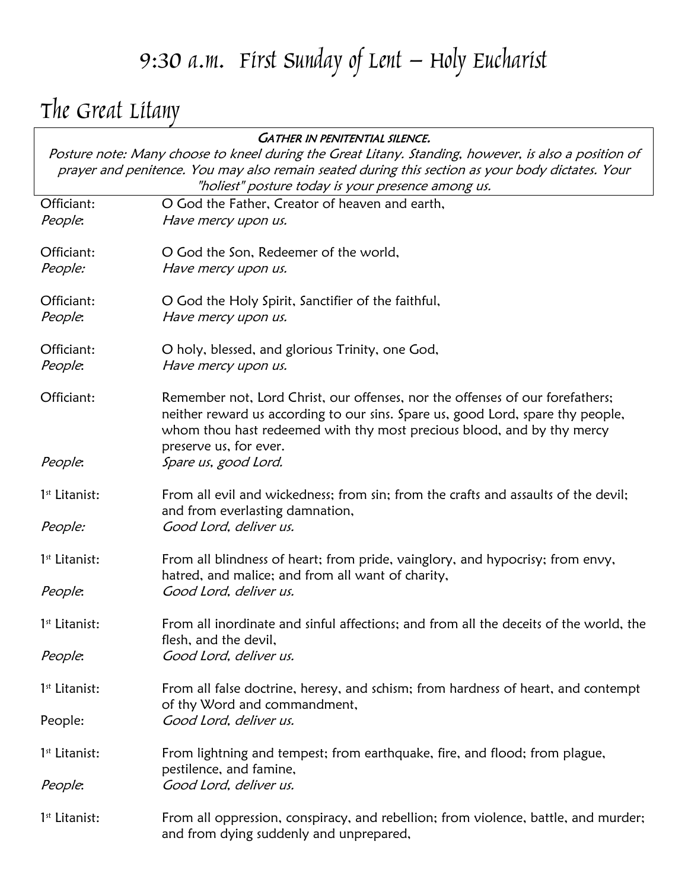# 9:30 a.m. First Sunday of Lent – Holy Eucharist

## The Great Litany

> **GATHER IN PENITENTIAL SILENCE.**
> *Posture note: Many choose to kneel during the Great Litany. Standing, however, is also a position of prayer and penitence. You may also remain seated during this section as your body dictates. Your "holiest" posture today is your presence among us.*

Officiant: O God the Father, Creator of heaven and earth,
*People: Have mercy upon us.*

Officiant: O God the Son, Redeemer of the world,
*People: Have mercy upon us.*

Officiant: O God the Holy Spirit, Sanctifier of the faithful,
*People: Have mercy upon us.*

Officiant: O holy, blessed, and glorious Trinity, one God,
*People: Have mercy upon us.*

Officiant: Remember not, Lord Christ, our offenses, nor the offenses of our forefathers; neither reward us according to our sins. Spare us, good Lord, spare thy people, whom thou hast redeemed with thy most precious blood, and by thy mercy preserve us, for ever.
*People: Spare us, good Lord.*

1st Litanist: From all evil and wickedness; from sin; from the crafts and assaults of the devil; and from everlasting damnation,
*People: Good Lord, deliver us.*

1st Litanist: From all blindness of heart; from pride, vainglory, and hypocrisy; from envy, hatred, and malice; and from all want of charity,
*People: Good Lord, deliver us.*

1st Litanist: From all inordinate and sinful affections; and from all the deceits of the world, the flesh, and the devil,
*People: Good Lord, deliver us.*

1st Litanist: From all false doctrine, heresy, and schism; from hardness of heart, and contempt of thy Word and commandment,
People: *Good Lord, deliver us.*

1st Litanist: From lightning and tempest; from earthquake, fire, and flood; from plague, pestilence, and famine,
*People: Good Lord, deliver us.*

1st Litanist: From all oppression, conspiracy, and rebellion; from violence, battle, and murder; and from dying suddenly and unprepared,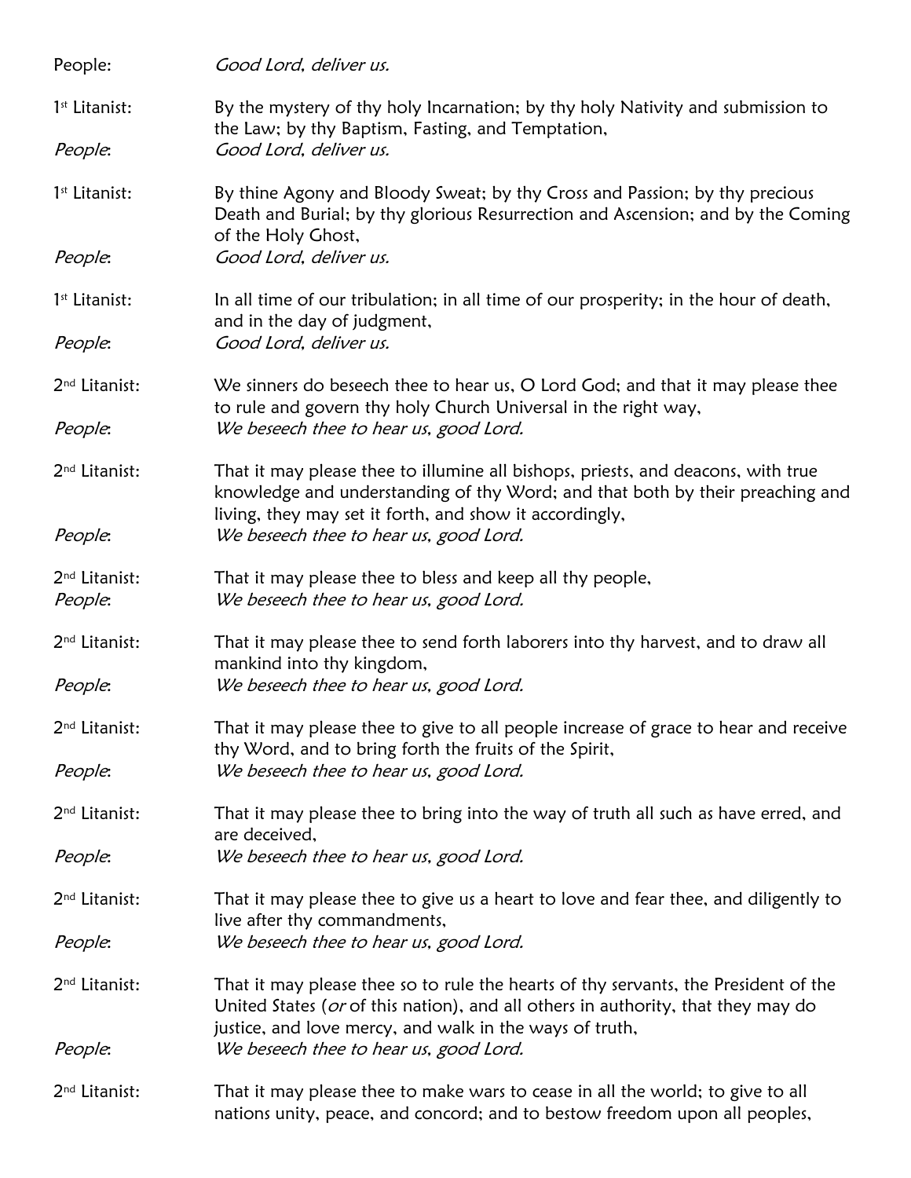People: *Good Lord, deliver us.*

1st Litanist: By the mystery of thy holy Incarnation; by thy holy Nativity and submission to the Law; by thy Baptism, Fasting, and Temptation,
*People*: *Good Lord, deliver us.*

1st Litanist: By thine Agony and Bloody Sweat; by thy Cross and Passion; by thy precious Death and Burial; by thy glorious Resurrection and Ascension; and by the Coming of the Holy Ghost,
*People*: *Good Lord, deliver us.*

1st Litanist: In all time of our tribulation; in all time of our prosperity; in the hour of death, and in the day of judgment,
*People*: *Good Lord, deliver us.*

2nd Litanist: We sinners do beseech thee to hear us, O Lord God; and that it may please thee to rule and govern thy holy Church Universal in the right way,
*People*: *We beseech thee to hear us, good Lord.*

2nd Litanist: That it may please thee to illumine all bishops, priests, and deacons, with true knowledge and understanding of thy Word; and that both by their preaching and living, they may set it forth, and show it accordingly,
*People*: *We beseech thee to hear us, good Lord.*

2nd Litanist: That it may please thee to bless and keep all thy people,
*People*: *We beseech thee to hear us, good Lord.*

2nd Litanist: That it may please thee to send forth laborers into thy harvest, and to draw all mankind into thy kingdom,
*People*: *We beseech thee to hear us, good Lord.*

2nd Litanist: That it may please thee to give to all people increase of grace to hear and receive thy Word, and to bring forth the fruits of the Spirit,
*People*: *We beseech thee to hear us, good Lord.*

2nd Litanist: That it may please thee to bring into the way of truth all such as have erred, and are deceived,
*People*: *We beseech thee to hear us, good Lord.*

2nd Litanist: That it may please thee to give us a heart to love and fear thee, and diligently to live after thy commandments,
*People*: *We beseech thee to hear us, good Lord.*

2nd Litanist: That it may please thee so to rule the hearts of thy servants, the President of the United States (*or* of this nation), and all others in authority, that they may do justice, and love mercy, and walk in the ways of truth,
*People*: *We beseech thee to hear us, good Lord.*

2nd Litanist: That it may please thee to make wars to cease in all the world; to give to all nations unity, peace, and concord; and to bestow freedom upon all peoples,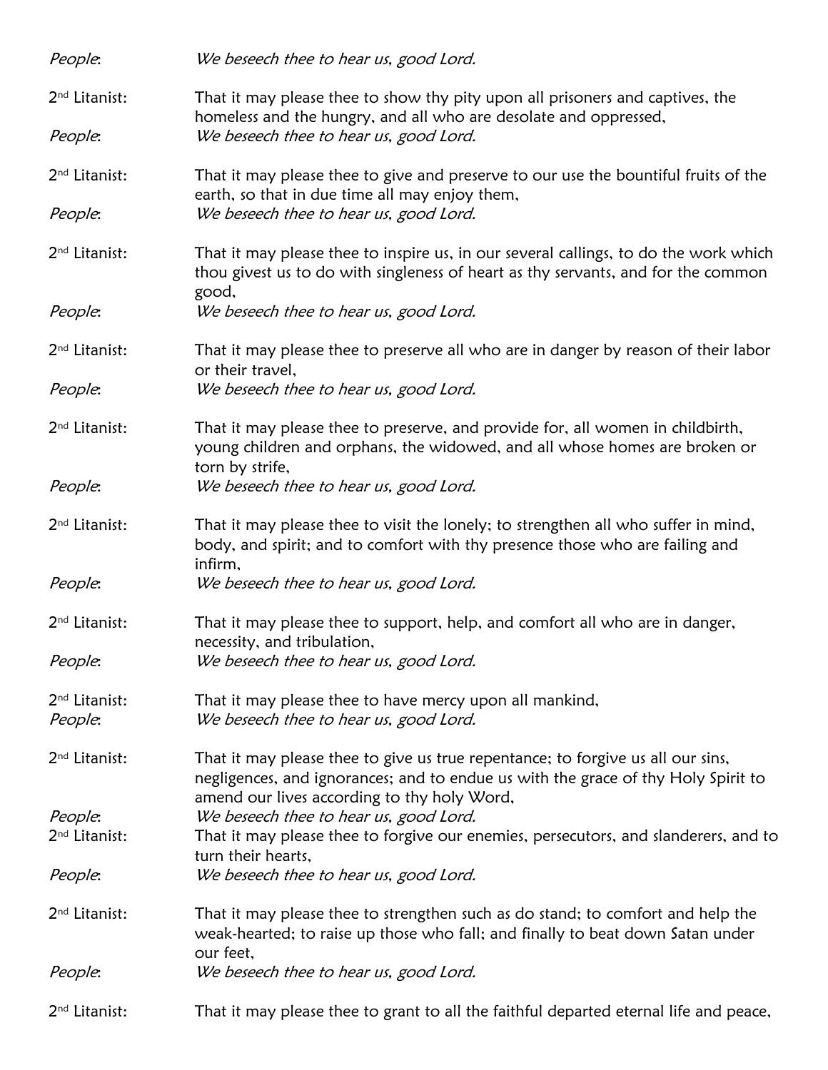*People*: *We beseech thee to hear us, good Lord.*

2nd Litanist: That it may please thee to show thy pity upon all prisoners and captives, the homeless and the hungry, and all who are desolate and oppressed,

*People*: *We beseech thee to hear us, good Lord.*

2nd Litanist: That it may please thee to give and preserve to our use the bountiful fruits of the earth, so that in due time all may enjoy them,

*People*: *We beseech thee to hear us, good Lord.*

2nd Litanist: That it may please thee to inspire us, in our several callings, to do the work which thou givest us to do with singleness of heart as thy servants, and for the common good,

*People*: *We beseech thee to hear us, good Lord.*

2nd Litanist: That it may please thee to preserve all who are in danger by reason of their labor or their travel,

*People*: *We beseech thee to hear us, good Lord.*

2nd Litanist: That it may please thee to preserve, and provide for, all women in childbirth, young children and orphans, the widowed, and all whose homes are broken or torn by strife,

*People*: *We beseech thee to hear us, good Lord.*

2nd Litanist: That it may please thee to visit the lonely; to strengthen all who suffer in mind, body, and spirit; and to comfort with thy presence those who are failing and infirm,

*People*: *We beseech thee to hear us, good Lord.*

2nd Litanist: That it may please thee to support, help, and comfort all who are in danger, necessity, and tribulation,

*People*: *We beseech thee to hear us, good Lord.*

2nd Litanist: That it may please thee to have mercy upon all mankind,

*People*: *We beseech thee to hear us, good Lord.*

2nd Litanist: That it may please thee to give us true repentance; to forgive us all our sins, negligences, and ignorances; and to endue us with the grace of thy Holy Spirit to amend our lives according to thy holy Word,

*People*: *We beseech thee to hear us, good Lord.*

2nd Litanist: That it may please thee to forgive our enemies, persecutors, and slanderers, and to turn their hearts,

*People*: *We beseech thee to hear us, good Lord.*

2nd Litanist: That it may please thee to strengthen such as do stand; to comfort and help the weak-hearted; to raise up those who fall; and finally to beat down Satan under our feet,

*People*: *We beseech thee to hear us, good Lord.*

2nd Litanist: That it may please thee to grant to all the faithful departed eternal life and peace,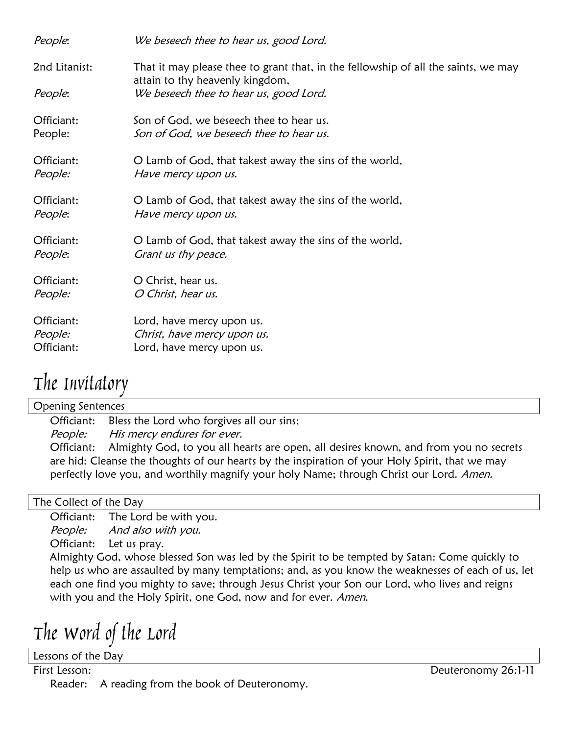*People*: *We beseech thee to hear us, good Lord.*

2nd Litanist: That it may please thee to grant that, in the fellowship of all the saints, we may attain to thy heavenly kingdom,
*People*: *We beseech thee to hear us, good Lord.*

Officiant: Son of God, we beseech thee to hear us.
People: *Son of God, we beseech thee to hear us.*

Officiant: O Lamb of God, that takest away the sins of the world,
*People:* *Have mercy upon us.*

Officiant: O Lamb of God, that takest away the sins of the world,
*People*: *Have mercy upon us.*

Officiant: O Lamb of God, that takest away the sins of the world,
*People*: *Grant us thy peace.*

Officiant: O Christ, hear us.
*People:* *O Christ, hear us.*

Officiant: Lord, have mercy upon us.
*People:* *Christ, have mercy upon us.*
Officiant: Lord, have mercy upon us.

# The Invitatory

## Opening Sentences

Officiant: Bless the Lord who forgives all our sins;
*People:* *His mercy endures for ever.*
Officiant: Almighty God, to you all hearts are open, all desires known, and from you no secrets are hid: Cleanse the thoughts of our hearts by the inspiration of your Holy Spirit, that we may perfectly love you, and worthily magnify your holy Name; through Christ our Lord. *Amen.*

## The Collect of the Day

Officiant: The Lord be with you.
*People:* *And also with you.*
Officiant: Let us pray.
Almighty God, whose blessed Son was led by the Spirit to be tempted by Satan: Come quickly to help us who are assaulted by many temptations; and, as you know the weaknesses of each of us, let each one find you mighty to save; through Jesus Christ your Son our Lord, who lives and reigns with you and the Holy Spirit, one God, now and for ever. *Amen*.

# The Word of the Lord

## Lessons of the Day

First Lesson: Deuteronomy 26:1-11
Reader: A reading from the book of Deuteronomy.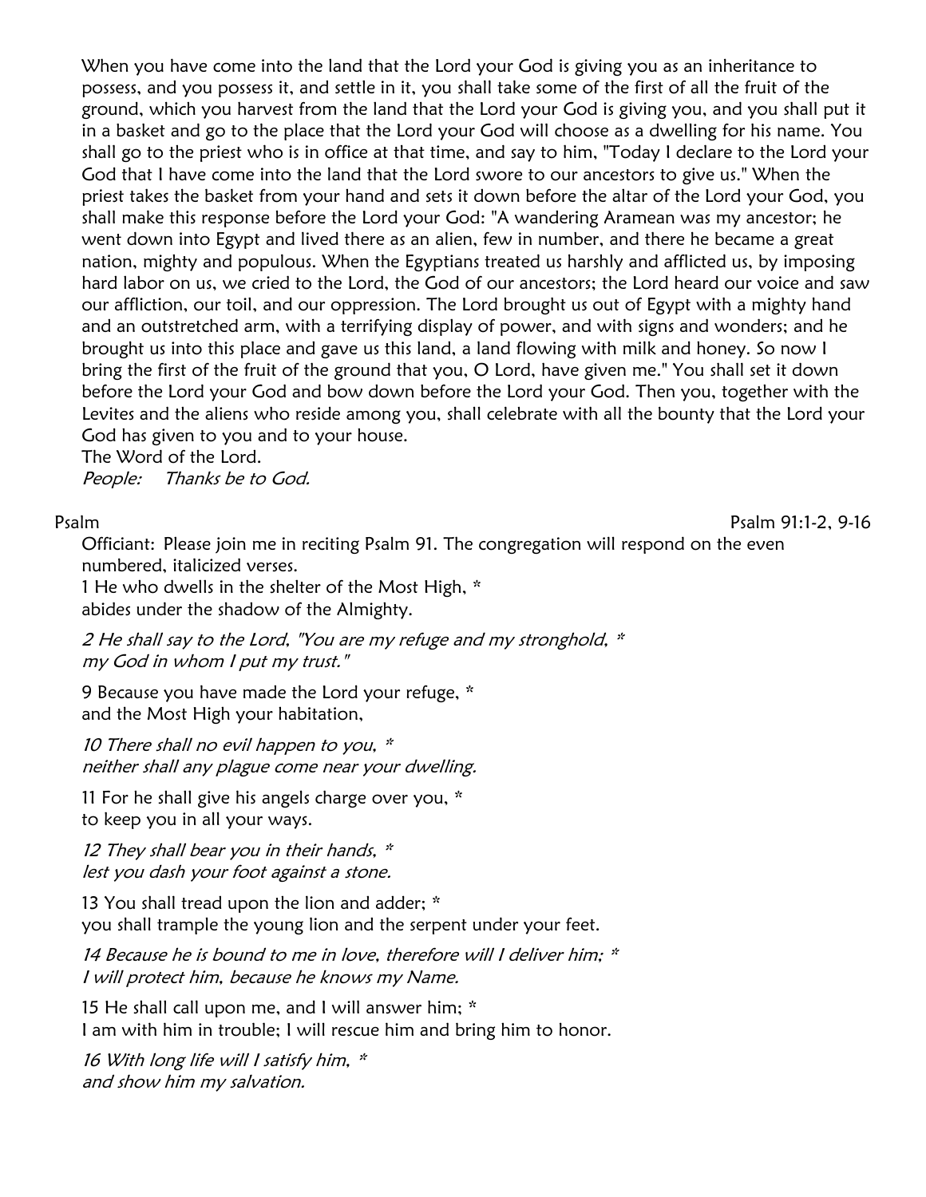When you have come into the land that the Lord your God is giving you as an inheritance to possess, and you possess it, and settle in it, you shall take some of the first of all the fruit of the ground, which you harvest from the land that the Lord your God is giving you, and you shall put it in a basket and go to the place that the Lord your God will choose as a dwelling for his name. You shall go to the priest who is in office at that time, and say to him, "Today I declare to the Lord your God that I have come into the land that the Lord swore to our ancestors to give us." When the priest takes the basket from your hand and sets it down before the altar of the Lord your God, you shall make this response before the Lord your God: "A wandering Aramean was my ancestor; he went down into Egypt and lived there as an alien, few in number, and there he became a great nation, mighty and populous. When the Egyptians treated us harshly and afflicted us, by imposing hard labor on us, we cried to the Lord, the God of our ancestors; the Lord heard our voice and saw our affliction, our toil, and our oppression. The Lord brought us out of Egypt with a mighty hand and an outstretched arm, with a terrifying display of power, and with signs and wonders; and he brought us into this place and gave us this land, a land flowing with milk and honey. So now I bring the first of the fruit of the ground that you, O Lord, have given me." You shall set it down before the Lord your God and bow down before the Lord your God. Then you, together with the Levites and the aliens who reside among you, shall celebrate with all the bounty that the Lord your God has given to you and to your house.
The Word of the Lord.
*People: Thanks be to God.*

Psalm — Psalm 91:1-2, 9-16

Officiant: Please join me in reciting Psalm 91. The congregation will respond on the even numbered, italicized verses.

1 He who dwells in the shelter of the Most High, *
abides under the shadow of the Almighty.

*2 He shall say to the Lord, "You are my refuge and my stronghold, **
*my God in whom I put my trust."*

9 Because you have made the Lord your refuge, *
and the Most High your habitation,

*10 There shall no evil happen to you, **
*neither shall any plague come near your dwelling.*

11 For he shall give his angels charge over you, *
to keep you in all your ways.

*12 They shall bear you in their hands, **
*lest you dash your foot against a stone.*

13 You shall tread upon the lion and adder; *
you shall trample the young lion and the serpent under your feet.

*14 Because he is bound to me in love, therefore will I deliver him; **
*I will protect him, because he knows my Name.*

15 He shall call upon me, and I will answer him; *
I am with him in trouble; I will rescue him and bring him to honor.

*16 With long life will I satisfy him, **
*and show him my salvation.*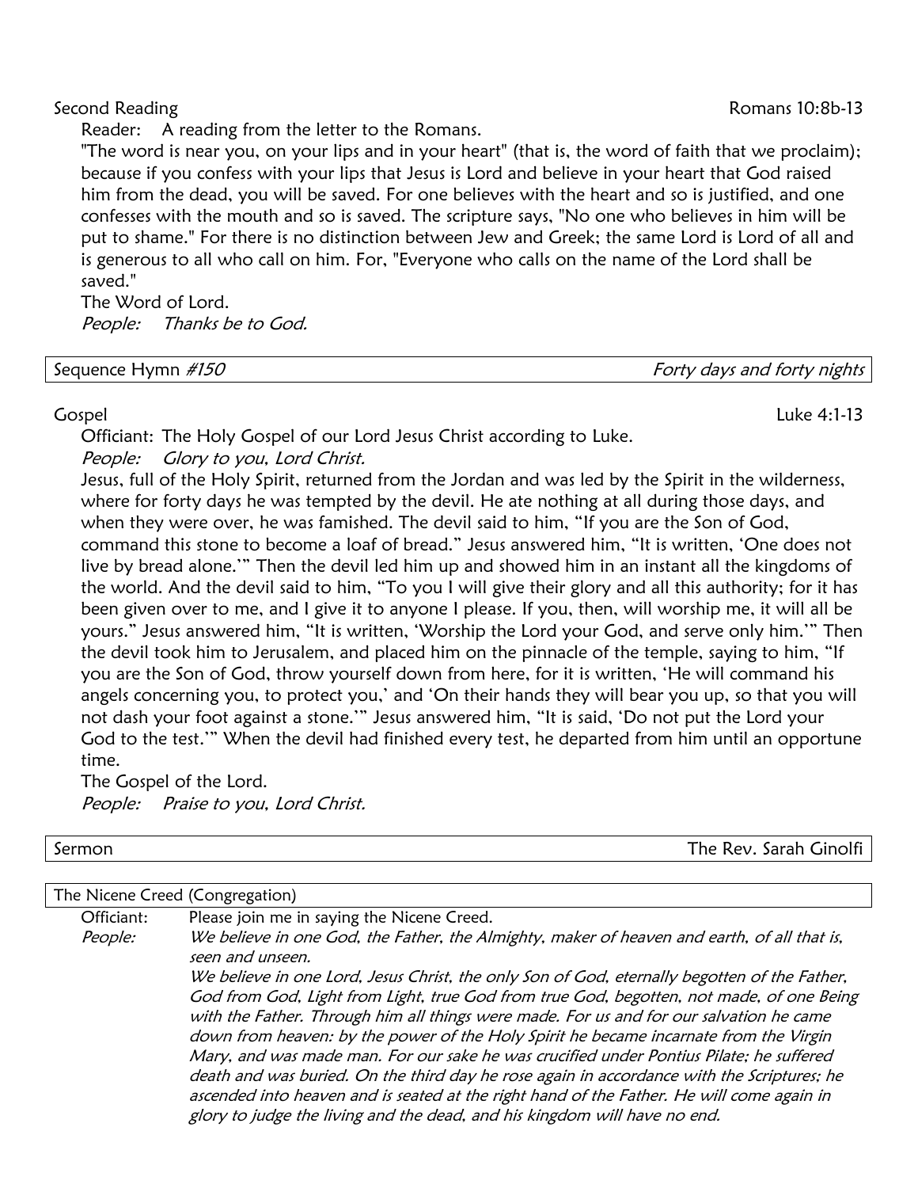Second Reading Romans 10:8b-13

Reader: A reading from the letter to the Romans.

"The word is near you, on your lips and in your heart" (that is, the word of faith that we proclaim); because if you confess with your lips that Jesus is Lord and believe in your heart that God raised him from the dead, you will be saved. For one believes with the heart and so is justified, and one confesses with the mouth and so is saved. The scripture says, "No one who believes in him will be put to shame." For there is no distinction between Jew and Greek; the same Lord is Lord of all and is generous to all who call on him. For, "Everyone who calls on the name of the Lord shall be saved."

The Word of Lord.

*People: Thanks be to God.*

Sequence Hymn *#150* *Forty days and forty nights*

Gospel Luke 4:1-13

Officiant: The Holy Gospel of our Lord Jesus Christ according to Luke.

*People: Glory to you, Lord Christ.*

Jesus, full of the Holy Spirit, returned from the Jordan and was led by the Spirit in the wilderness, where for forty days he was tempted by the devil. He ate nothing at all during those days, and when they were over, he was famished. The devil said to him, "If you are the Son of God, command this stone to become a loaf of bread." Jesus answered him, "It is written, 'One does not live by bread alone.'" Then the devil led him up and showed him in an instant all the kingdoms of the world. And the devil said to him, "To you I will give their glory and all this authority; for it has been given over to me, and I give it to anyone I please. If you, then, will worship me, it will all be yours." Jesus answered him, "It is written, 'Worship the Lord your God, and serve only him.'" Then the devil took him to Jerusalem, and placed him on the pinnacle of the temple, saying to him, "If you are the Son of God, throw yourself down from here, for it is written, 'He will command his angels concerning you, to protect you,' and 'On their hands they will bear you up, so that you will not dash your foot against a stone.'" Jesus answered him, "It is said, 'Do not put the Lord your God to the test.'" When the devil had finished every test, he departed from him until an opportune time.

The Gospel of the Lord.

*People: Praise to you, Lord Christ.*

Sermon The Rev. Sarah Ginolfi

The Nicene Creed (Congregation)

Officiant: Please join me in saying the Nicene Creed.

*People: We believe in one God, the Father, the Almighty, maker of heaven and earth, of all that is, seen and unseen.*

*We believe in one Lord, Jesus Christ, the only Son of God, eternally begotten of the Father, God from God, Light from Light, true God from true God, begotten, not made, of one Being with the Father. Through him all things were made. For us and for our salvation he came down from heaven: by the power of the Holy Spirit he became incarnate from the Virgin Mary, and was made man. For our sake he was crucified under Pontius Pilate; he suffered death and was buried. On the third day he rose again in accordance with the Scriptures; he ascended into heaven and is seated at the right hand of the Father. He will come again in glory to judge the living and the dead, and his kingdom will have no end.*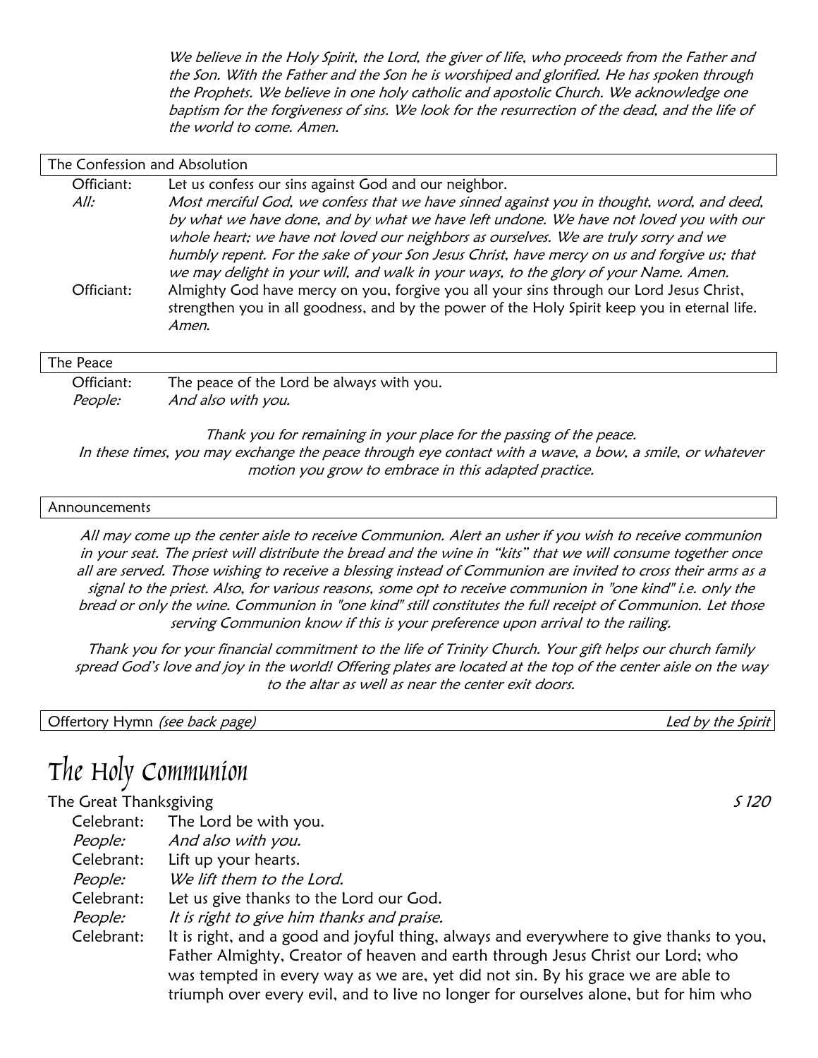*We believe in the Holy Spirit, the Lord, the giver of life, who proceeds from the Father and the Son. With the Father and the Son he is worshiped and glorified. He has spoken through the Prophets. We believe in one holy catholic and apostolic Church. We acknowledge one baptism for the forgiveness of sins. We look for the resurrection of the dead, and the life of the world to come. Amen.*

### The Confession and Absolution

Officiant: Let us confess our sins against God and our neighbor.

*All:* *Most merciful God, we confess that we have sinned against you in thought, word, and deed, by what we have done, and by what we have left undone. We have not loved you with our whole heart; we have not loved our neighbors as ourselves. We are truly sorry and we humbly repent. For the sake of your Son Jesus Christ, have mercy on us and forgive us; that we may delight in your will, and walk in your ways, to the glory of your Name. Amen.*

Officiant: Almighty God have mercy on you, forgive you all your sins through our Lord Jesus Christ, strengthen you in all goodness, and by the power of the Holy Spirit keep you in eternal life. *Amen.*

### The Peace

Officiant: The peace of the Lord be always with you.

*People:* *And also with you.*

*Thank you for remaining in your place for the passing of the peace. In these times, you may exchange the peace through eye contact with a wave, a bow, a smile, or whatever motion you grow to embrace in this adapted practice.*

### Announcements

*All may come up the center aisle to receive Communion. Alert an usher if you wish to receive communion in your seat. The priest will distribute the bread and the wine in "kits" that we will consume together once all are served. Those wishing to receive a blessing instead of Communion are invited to cross their arms as a signal to the priest. Also, for various reasons, some opt to receive communion in "one kind" i.e. only the bread or only the wine. Communion in "one kind" still constitutes the full receipt of Communion. Let those serving Communion know if this is your preference upon arrival to the railing.*

*Thank you for your financial commitment to the life of Trinity Church. Your gift helps our church family spread God's love and joy in the world! Offering plates are located at the top of the center aisle on the way to the altar as well as near the center exit doors.*

### Offertory Hymn *(see back page)* — *Led by the Spirit*

# The Holy Communion

### The Great Thanksgiving — *S 120*

Celebrant: The Lord be with you.

*People:* *And also with you.*

Celebrant: Lift up your hearts.

*People:* *We lift them to the Lord.*

Celebrant: Let us give thanks to the Lord our God.

*People:* *It is right to give him thanks and praise.*

Celebrant: It is right, and a good and joyful thing, always and everywhere to give thanks to you, Father Almighty, Creator of heaven and earth through Jesus Christ our Lord; who was tempted in every way as we are, yet did not sin. By his grace we are able to triumph over every evil, and to live no longer for ourselves alone, but for him who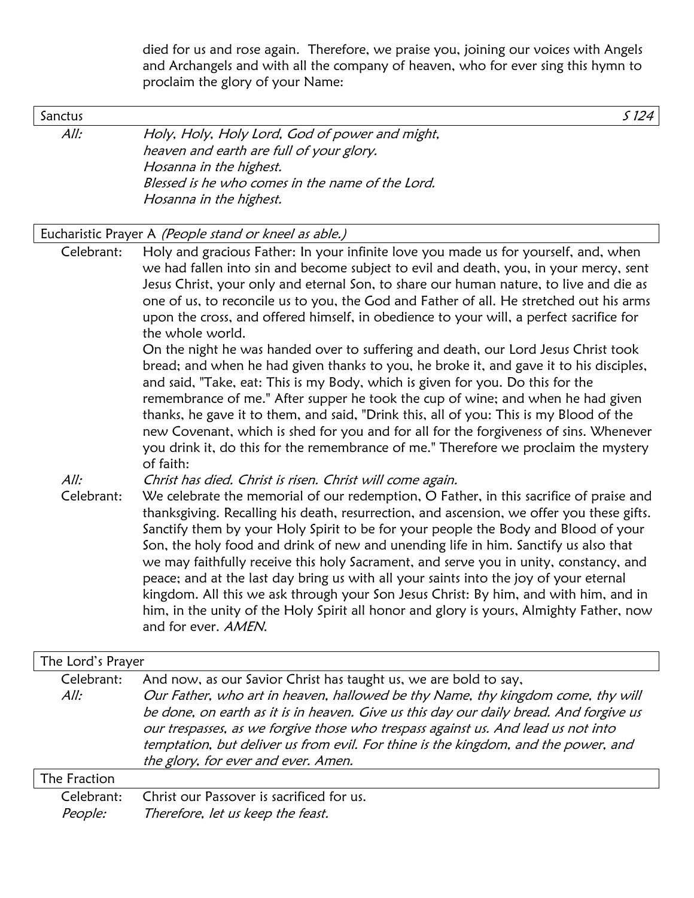died for us and rose again. Therefore, we praise you, joining our voices with Angels and Archangels and with all the company of heaven, who for ever sing this hymn to proclaim the glory of your Name:

## Sanctus *S 124*

*All:* *Holy, Holy, Holy Lord, God of power and might,*
*heaven and earth are full of your glory.*
*Hosanna in the highest.*
*Blessed is he who comes in the name of the Lord.*
*Hosanna in the highest.*

## Eucharistic Prayer A *(People stand or kneel as able.)*

Celebrant: Holy and gracious Father: In your infinite love you made us for yourself, and, when we had fallen into sin and become subject to evil and death, you, in your mercy, sent Jesus Christ, your only and eternal Son, to share our human nature, to live and die as one of us, to reconcile us to you, the God and Father of all. He stretched out his arms upon the cross, and offered himself, in obedience to your will, a perfect sacrifice for the whole world.
On the night he was handed over to suffering and death, our Lord Jesus Christ took bread; and when he had given thanks to you, he broke it, and gave it to his disciples, and said, "Take, eat: This is my Body, which is given for you. Do this for the remembrance of me." After supper he took the cup of wine; and when he had given thanks, he gave it to them, and said, "Drink this, all of you: This is my Blood of the new Covenant, which is shed for you and for all for the forgiveness of sins. Whenever you drink it, do this for the remembrance of me." Therefore we proclaim the mystery of faith:

*All:* *Christ has died. Christ is risen. Christ will come again.*

Celebrant: We celebrate the memorial of our redemption, O Father, in this sacrifice of praise and thanksgiving. Recalling his death, resurrection, and ascension, we offer you these gifts. Sanctify them by your Holy Spirit to be for your people the Body and Blood of your Son, the holy food and drink of new and unending life in him. Sanctify us also that we may faithfully receive this holy Sacrament, and serve you in unity, constancy, and peace; and at the last day bring us with all your saints into the joy of your eternal kingdom. All this we ask through your Son Jesus Christ: By him, and with him, and in him, in the unity of the Holy Spirit all honor and glory is yours, Almighty Father, now and for ever. *AMEN.*

## The Lord's Prayer

Celebrant: And now, as our Savior Christ has taught us, we are bold to say,

*All:* *Our Father, who art in heaven, hallowed be thy Name, thy kingdom come, thy will be done, on earth as it is in heaven. Give us this day our daily bread. And forgive us our trespasses, as we forgive those who trespass against us. And lead us not into temptation, but deliver us from evil. For thine is the kingdom, and the power, and the glory, for ever and ever. Amen.*

## The Fraction

Celebrant: Christ our Passover is sacrificed for us.

*People:* *Therefore, let us keep the feast.*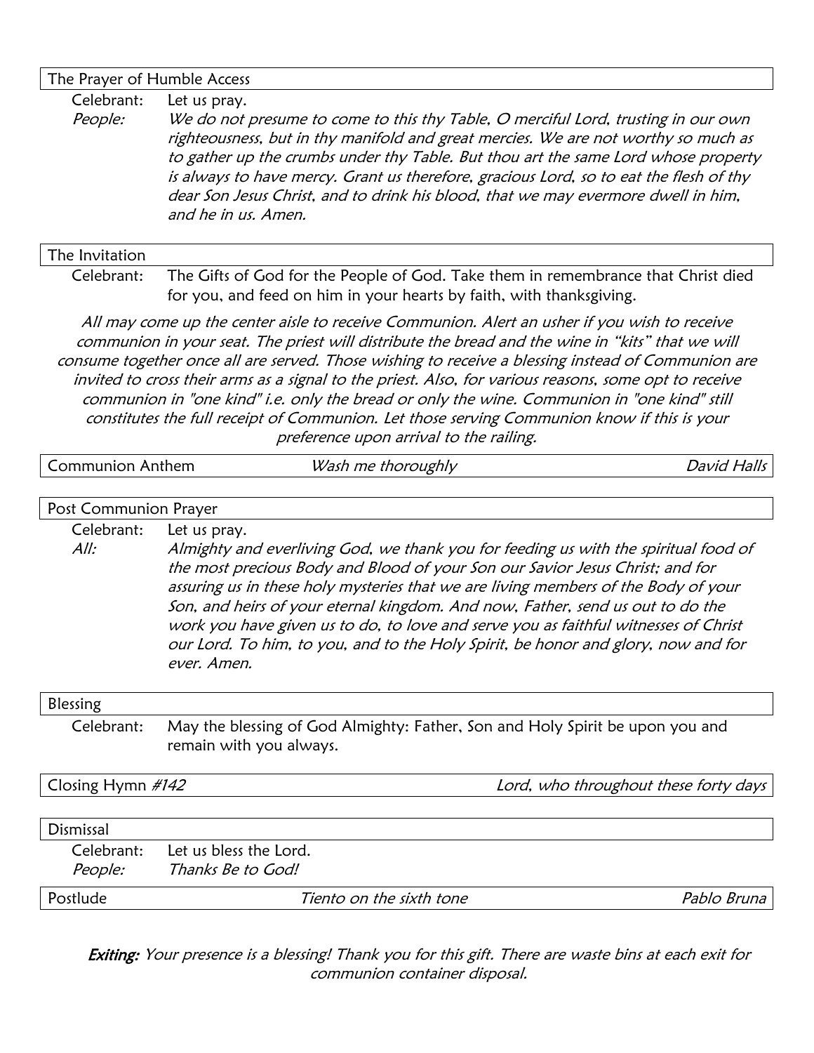## The Prayer of Humble Access

Celebrant: Let us pray.

*People:* *We do not presume to come to this thy Table, O merciful Lord, trusting in our own righteousness, but in thy manifold and great mercies. We are not worthy so much as to gather up the crumbs under thy Table. But thou art the same Lord whose property is always to have mercy. Grant us therefore, gracious Lord, so to eat the flesh of thy dear Son Jesus Christ, and to drink his blood, that we may evermore dwell in him, and he in us. Amen.*

## The Invitation

Celebrant: The Gifts of God for the People of God. Take them in remembrance that Christ died for you, and feed on him in your hearts by faith, with thanksgiving.

*All may come up the center aisle to receive Communion. Alert an usher if you wish to receive communion in your seat. The priest will distribute the bread and the wine in "kits" that we will consume together once all are served. Those wishing to receive a blessing instead of Communion are invited to cross their arms as a signal to the priest. Also, for various reasons, some opt to receive communion in "one kind" i.e. only the bread or only the wine. Communion in "one kind" still constitutes the full receipt of Communion. Let those serving Communion know if this is your preference upon arrival to the railing.*

## Communion Anthem — *Wash me thoroughly* — *David Halls*

## Post Communion Prayer

Celebrant: Let us pray.

*All:* *Almighty and everliving God, we thank you for feeding us with the spiritual food of the most precious Body and Blood of your Son our Savior Jesus Christ; and for assuring us in these holy mysteries that we are living members of the Body of your Son, and heirs of your eternal kingdom. And now, Father, send us out to do the work you have given us to do, to love and serve you as faithful witnesses of Christ our Lord. To him, to you, and to the Holy Spirit, be honor and glory, now and for ever. Amen.*

## Blessing

Celebrant: May the blessing of God Almighty: Father, Son and Holy Spirit be upon you and remain with you always.

## Closing Hymn *#142* — *Lord, who throughout these forty days*

## Dismissal

Celebrant: Let us bless the Lord.

*People:* *Thanks Be to God!*

## Postlude — *Tiento on the sixth tone* — *Pablo Bruna*

***Exiting:*** *Your presence is a blessing! Thank you for this gift. There are waste bins at each exit for communion container disposal.*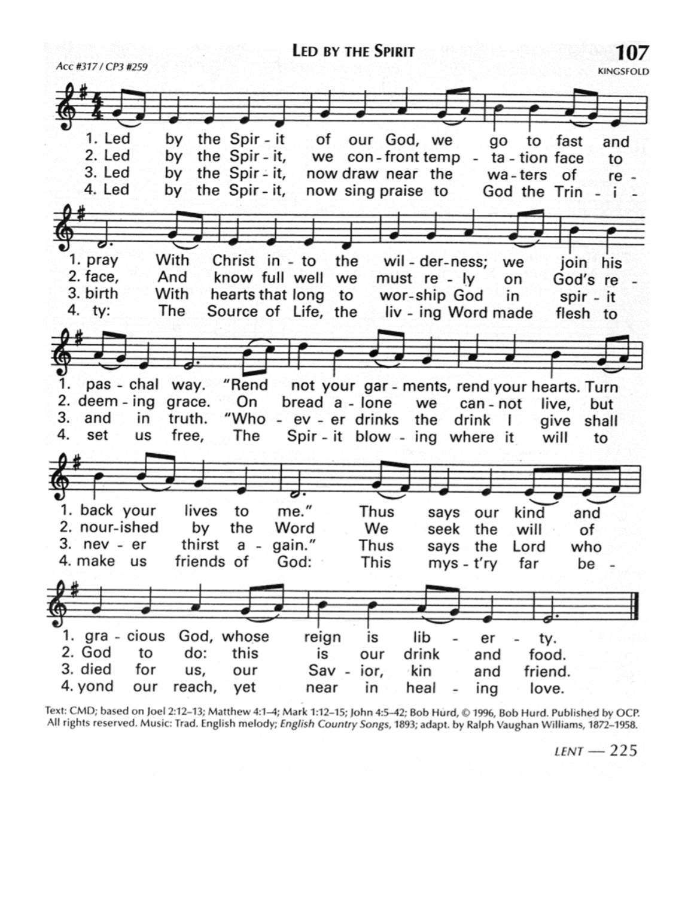# Led by the Spirit — 107

Acc #317 / CP3 #259

KINGSFOLD

1. Led by the Spirit of our God, we go to fast and pray
With Christ into the wilderness; we join his paschal way.
"Rend not your garments, rend your hearts. Turn back your lives to me."
Thus says our kind and gracious God, whose reign is liberty.

2. Led by the Spirit, we confront temptation face to face,
And know full well we must rely on God's redeeming grace.
On bread alone we cannot live, but nourished by the Word
We seek the will of God to do: this is our drink and food.

3. Led by the Spirit, now draw near the waters of rebirth
With hearts that long to worship God in spirit and in truth.
"Whoever drinks the drink I give shall never thirst again."
Thus says the Lord who died for us, our Savior, kin and friend.

4. Led by the Spirit, now sing praise to God the Trinity:
The Source of Life, the living Word made flesh to set us free,
The Spirit blowing where it will to make us friends of God:
This myst'ry far beyond our reach, yet near in healing love.

Text: CMD; based on Joel 2:12–13; Matthew 4:1–4; Mark 1:12–15; John 4:5–42; Bob Hurd, © 1996, Bob Hurd. Published by OCP. All rights reserved. Music: Trad. English melody; *English Country Songs*, 1893; adapt. by Ralph Vaughan Williams, 1872–1958.

*LENT*